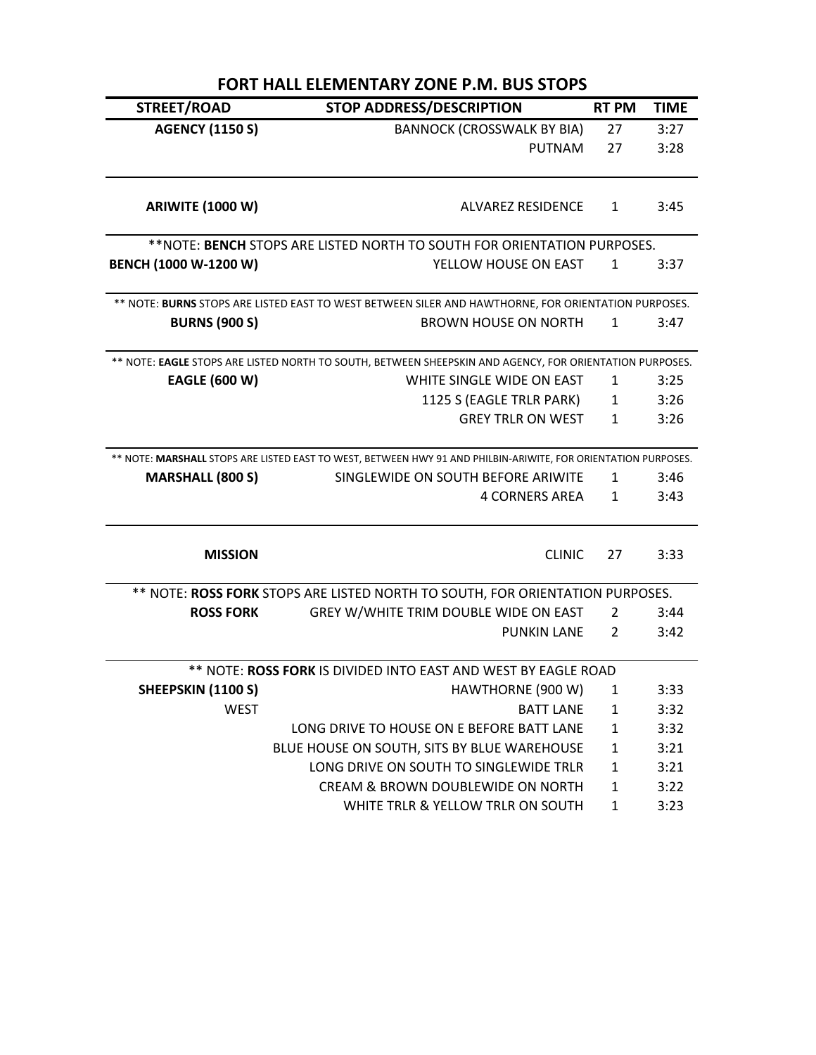# FORT HALL ELEMENTARY ZONE P.M. BUS STOPS

| STREET/ROAD | STOP ADDRESS/DESCRIPTION | RT PM | TIME |
|---|---|---|---|
| **AGENCY (1150 S)** | BANNOCK (CROSSWALK BY BIA) | 27 | 3:27 |
| | PUTNAM | 27 | 3:28 |
| **ARIWITE (1000 W)** | ALVAREZ RESIDENCE | 1 | 3:45 |
| **NOTE: **BENCH** STOPS ARE LISTED NORTH TO SOUTH FOR ORIENTATION PURPOSES. | | | |
| **BENCH (1000 W-1200 W)** | YELLOW HOUSE ON EAST | 1 | 3:37 |
| ** NOTE: **BURNS** STOPS ARE LISTED EAST TO WEST BETWEEN SILER AND HAWTHORNE, FOR ORIENTATION PURPOSES. | | | |
| **BURNS (900 S)** | BROWN HOUSE ON NORTH | 1 | 3:47 |
| ** NOTE: **EAGLE** STOPS ARE LISTED NORTH TO SOUTH, BETWEEN SHEEPSKIN AND AGENCY, FOR ORIENTATION PURPOSES. | | | |
| **EAGLE (600 W)** | WHITE SINGLE WIDE ON EAST | 1 | 3:25 |
| | 1125 S (EAGLE TRLR PARK) | 1 | 3:26 |
| | GREY TRLR ON WEST | 1 | 3:26 |
| ** NOTE: **MARSHALL** STOPS ARE LISTED EAST TO WEST, BETWEEN HWY 91 AND PHILBIN-ARIWITE, FOR ORIENTATION PURPOSES. | | | |
| **MARSHALL (800 S)** | SINGLEWIDE ON SOUTH BEFORE ARIWITE | 1 | 3:46 |
| | 4 CORNERS AREA | 1 | 3:43 |
| **MISSION** | CLINIC | 27 | 3:33 |
| ** NOTE: **ROSS FORK** STOPS ARE LISTED NORTH TO SOUTH, FOR ORIENTATION PURPOSES. | | | |
| **ROSS FORK** | GREY W/WHITE TRIM DOUBLE WIDE ON EAST | 2 | 3:44 |
| | PUNKIN LANE | 2 | 3:42 |
| ** NOTE: **ROSS FORK** IS DIVIDED INTO EAST AND WEST BY EAGLE ROAD | | | |
| **SHEEPSKIN (1100 S)** | HAWTHORNE (900 W) | 1 | 3:33 |
| WEST | BATT LANE | 1 | 3:32 |
| | LONG DRIVE TO HOUSE ON E BEFORE BATT LANE | 1 | 3:32 |
| | BLUE HOUSE ON SOUTH, SITS BY BLUE WAREHOUSE | 1 | 3:21 |
| | LONG DRIVE ON SOUTH TO SINGLEWIDE TRLR | 1 | 3:21 |
| | CREAM & BROWN DOUBLEWIDE ON NORTH | 1 | 3:22 |
| | WHITE TRLR & YELLOW TRLR ON SOUTH | 1 | 3:23 |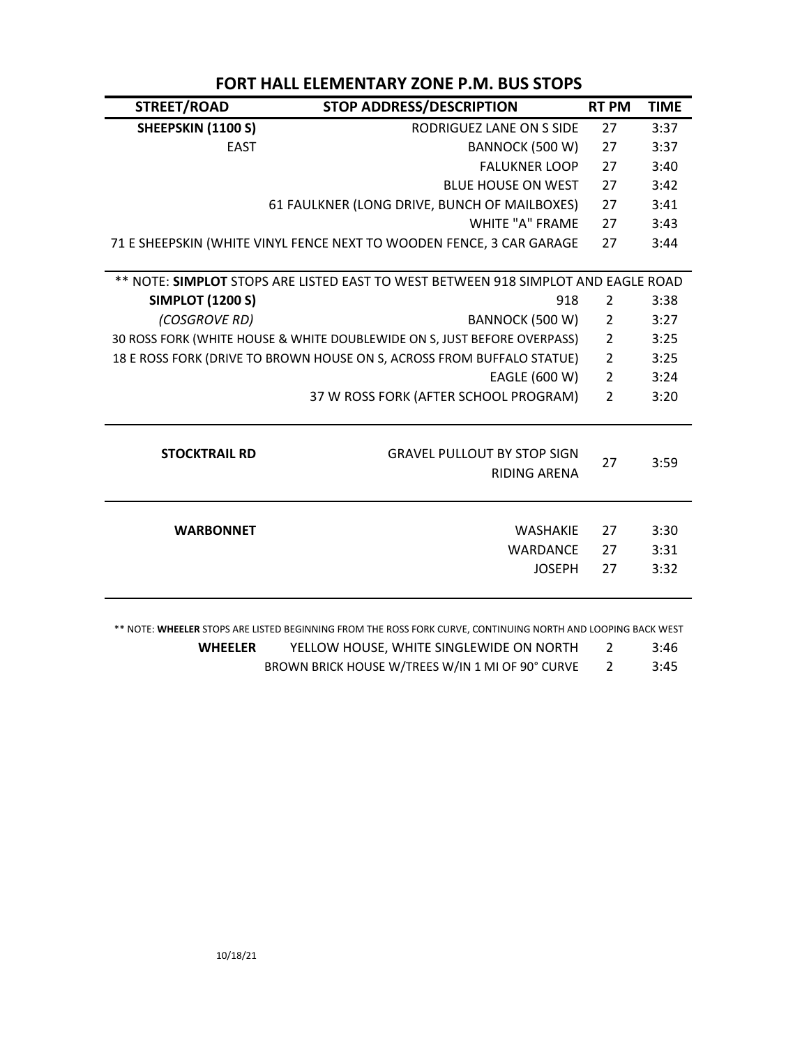## FORT HALL ELEMENTARY ZONE P.M. BUS STOPS

| STREET/ROAD | STOP ADDRESS/DESCRIPTION | RT PM | TIME |
|---|---|---|---|
| **SHEEPSKIN (1100 S)** | RODRIGUEZ LANE ON S SIDE | 27 | 3:37 |
| EAST | BANNOCK (500 W) | 27 | 3:37 |
| | FALUKNER LOOP | 27 | 3:40 |
| | BLUE HOUSE ON WEST | 27 | 3:42 |
| | 61 FAULKNER (LONG DRIVE, BUNCH OF MAILBOXES) | 27 | 3:41 |
| | WHITE "A" FRAME | 27 | 3:43 |
| | 71 E SHEEPSKIN (WHITE VINYL FENCE NEXT TO WOODEN FENCE, 3 CAR GARAGE | 27 | 3:44 |
| ** NOTE: **SIMPLOT** STOPS ARE LISTED EAST TO WEST BETWEEN 918 SIMPLOT AND EAGLE ROAD | | | |
| **SIMPLOT (1200 S)** | 918 | 2 | 3:38 |
| *(COSGROVE RD)* | BANNOCK (500 W) | 2 | 3:27 |
| | 30 ROSS FORK (WHITE HOUSE & WHITE DOUBLEWIDE ON S, JUST BEFORE OVERPASS) | 2 | 3:25 |
| | 18 E ROSS FORK (DRIVE TO BROWN HOUSE ON S, ACROSS FROM BUFFALO STATUE) | 2 | 3:25 |
| | EAGLE (600 W) | 2 | 3:24 |
| | 37 W ROSS FORK (AFTER SCHOOL PROGRAM) | 2 | 3:20 |
| **STOCKTRAIL RD** | GRAVEL PULLOUT BY STOP SIGN RIDING ARENA | 27 | 3:59 |
| **WARBONNET** | WASHAKIE | 27 | 3:30 |
| | WARDANCE | 27 | 3:31 |
| | JOSEPH | 27 | 3:32 |
| ** NOTE: **WHEELER** STOPS ARE LISTED BEGINNING FROM THE ROSS FORK CURVE, CONTINUING NORTH AND LOOPING BACK WEST | | | |
| **WHEELER** | YELLOW HOUSE, WHITE SINGLEWIDE ON NORTH | 2 | 3:46 |
| | BROWN BRICK HOUSE W/TREES W/IN 1 MI OF 90° CURVE | 2 | 3:45 |

10/18/21